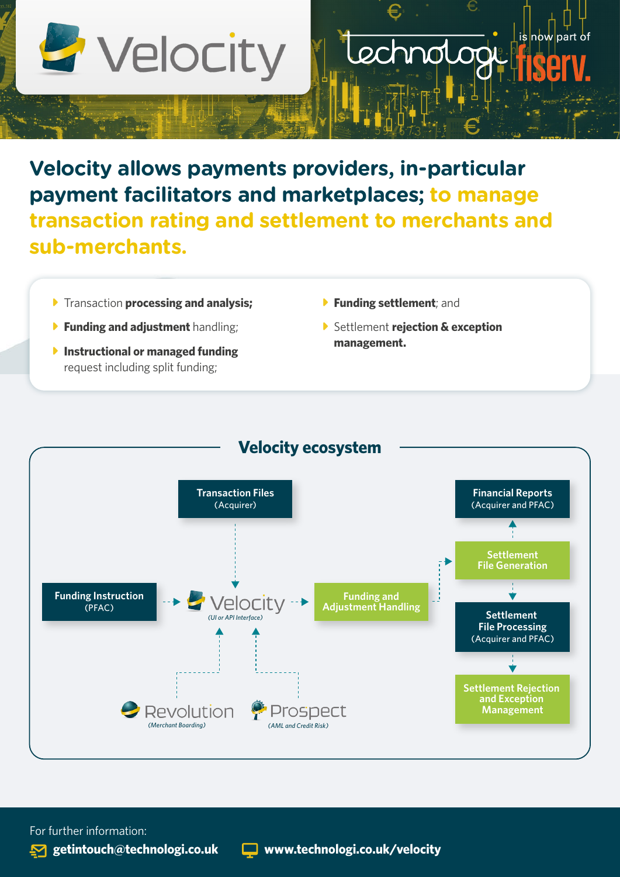# Velocity

technologi is now part of fiserv.

## Velocity allows payments providers, in-particular payment facilitators and marketplaces; to manage transaction rating and settlement to merchants and sub-merchants.

- Transaction **processing and analysis;**
- **Funding and adjustment** handling;
- **Instructional or managed funding** request including split funding;
- **Funding settlement**; and
- Settlement **rejection & exception management.**

## Velocity ecosystem

Transaction Files (Acquirer)

Funding Instruction (PFAC)

Velocity (UI or API Interface)

Funding and Adjustment Handling

Financial Reports (Acquirer and PFAC)

Settlement File Generation

Settlement File Processing (Acquirer and PFAC)

Settlement Rejection and Exception Management

Revolution (Merchant Boarding)

Prospect (AML and Credit Risk)

For further information:

**getintouch@technologi.co.uk**

**www.technologi.co.uk/velocity**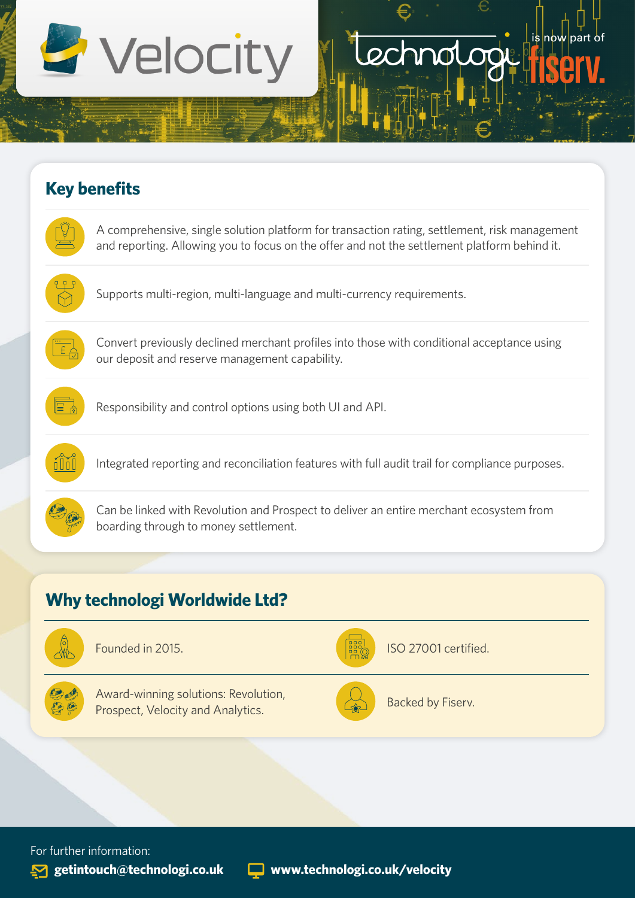Velocity

technologi is now part of fiserv.

## Key benefits

- A comprehensive, single solution platform for transaction rating, settlement, risk management and reporting. Allowing you to focus on the offer and not the settlement platform behind it.
- Supports multi-region, multi-language and multi-currency requirements.
- Convert previously declined merchant profiles into those with conditional acceptance using our deposit and reserve management capability.
- Responsibility and control options using both UI and API.
- Integrated reporting and reconciliation features with full audit trail for compliance purposes.
- Can be linked with Revolution and Prospect to deliver an entire merchant ecosystem from boarding through to money settlement.

## Why technologi Worldwide Ltd?

- Founded in 2015.
- ISO 27001 certified.
- Award-winning solutions: Revolution, Prospect, Velocity and Analytics.
- Backed by Fiserv.

For further information:

**getintouch@technologi.co.uk** **www.technologi.co.uk/velocity**